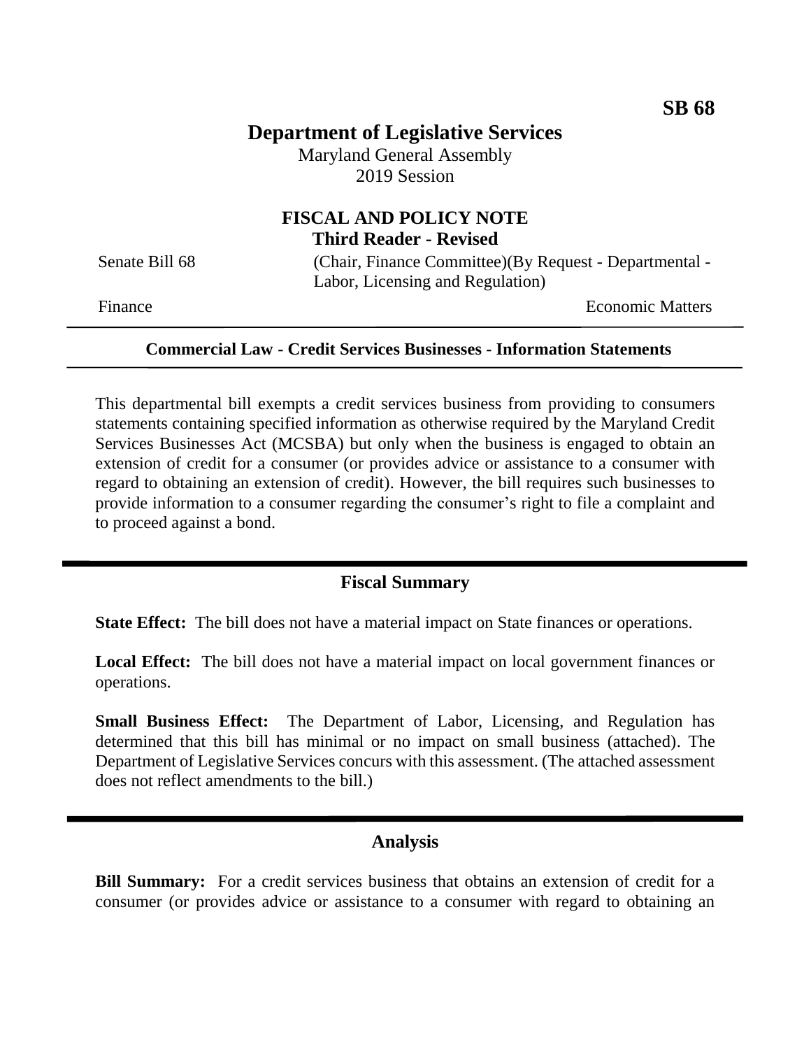SB 68

# Department of Legislative Services

Maryland General Assembly
2019 Session

## FISCAL AND POLICY NOTE
**Third Reader - Revised**

Senate Bill 68 (Chair, Finance Committee)(By Request - Departmental - Labor, Licensing and Regulation)

Finance Economic Matters

**Commercial Law - Credit Services Businesses - Information Statements**

This departmental bill exempts a credit services business from providing to consumers statements containing specified information as otherwise required by the Maryland Credit Services Businesses Act (MCSBA) but only when the business is engaged to obtain an extension of credit for a consumer (or provides advice or assistance to a consumer with regard to obtaining an extension of credit). However, the bill requires such businesses to provide information to a consumer regarding the consumer's right to file a complaint and to proceed against a bond.

## Fiscal Summary

**State Effect:** The bill does not have a material impact on State finances or operations.

**Local Effect:** The bill does not have a material impact on local government finances or operations.

**Small Business Effect:** The Department of Labor, Licensing, and Regulation has determined that this bill has minimal or no impact on small business (attached). The Department of Legislative Services concurs with this assessment. (The attached assessment does not reflect amendments to the bill.)

## Analysis

**Bill Summary:** For a credit services business that obtains an extension of credit for a consumer (or provides advice or assistance to a consumer with regard to obtaining an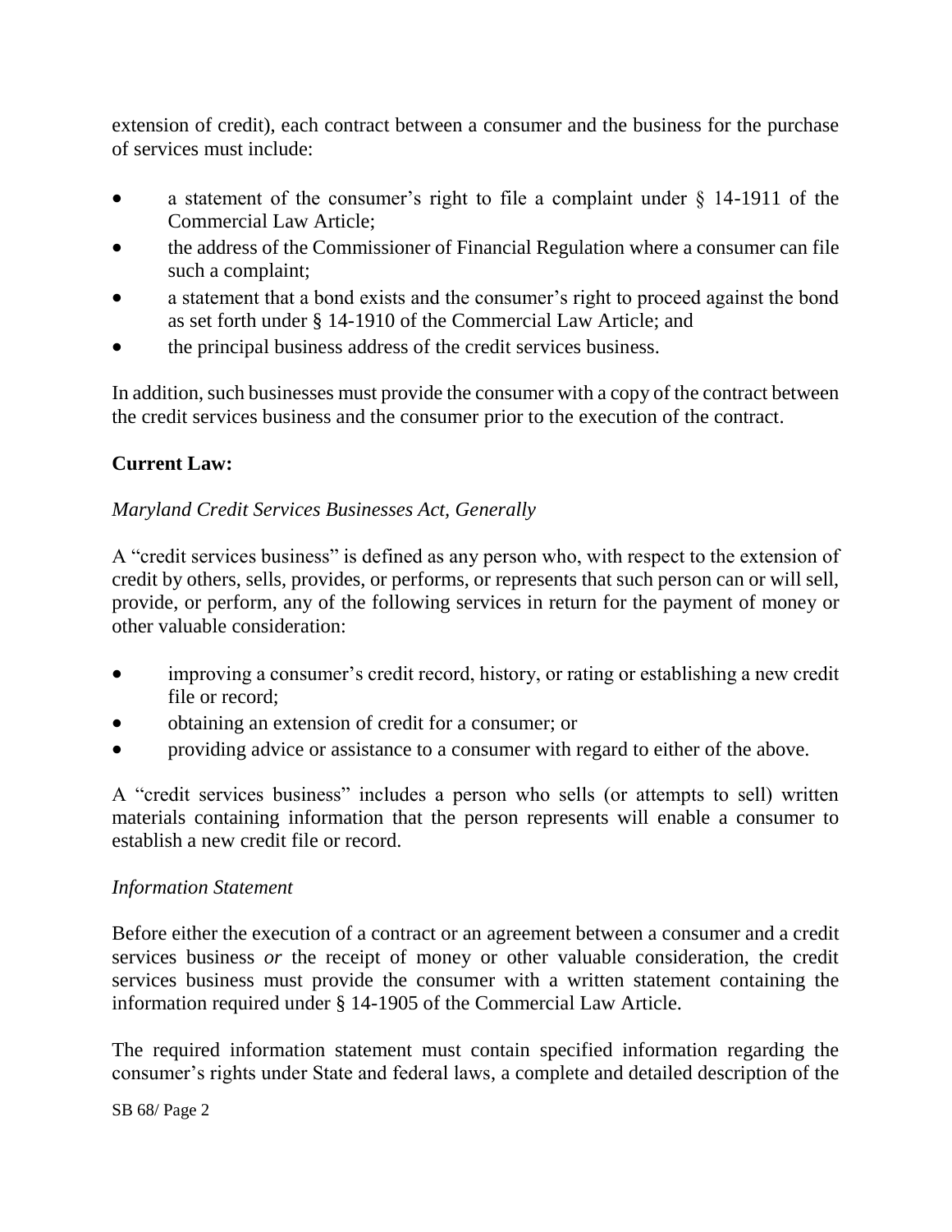extension of credit), each contract between a consumer and the business for the purchase of services must include:

- a statement of the consumer's right to file a complaint under § 14-1911 of the Commercial Law Article;
- the address of the Commissioner of Financial Regulation where a consumer can file such a complaint;
- a statement that a bond exists and the consumer's right to proceed against the bond as set forth under § 14-1910 of the Commercial Law Article; and
- the principal business address of the credit services business.

In addition, such businesses must provide the consumer with a copy of the contract between the credit services business and the consumer prior to the execution of the contract.

**Current Law:**

*Maryland Credit Services Businesses Act, Generally*

A "credit services business" is defined as any person who, with respect to the extension of credit by others, sells, provides, or performs, or represents that such person can or will sell, provide, or perform, any of the following services in return for the payment of money or other valuable consideration:

- improving a consumer's credit record, history, or rating or establishing a new credit file or record;
- obtaining an extension of credit for a consumer; or
- providing advice or assistance to a consumer with regard to either of the above.

A "credit services business" includes a person who sells (or attempts to sell) written materials containing information that the person represents will enable a consumer to establish a new credit file or record.

*Information Statement*

Before either the execution of a contract or an agreement between a consumer and a credit services business *or* the receipt of money or other valuable consideration, the credit services business must provide the consumer with a written statement containing the information required under § 14-1905 of the Commercial Law Article.

The required information statement must contain specified information regarding the consumer's rights under State and federal laws, a complete and detailed description of the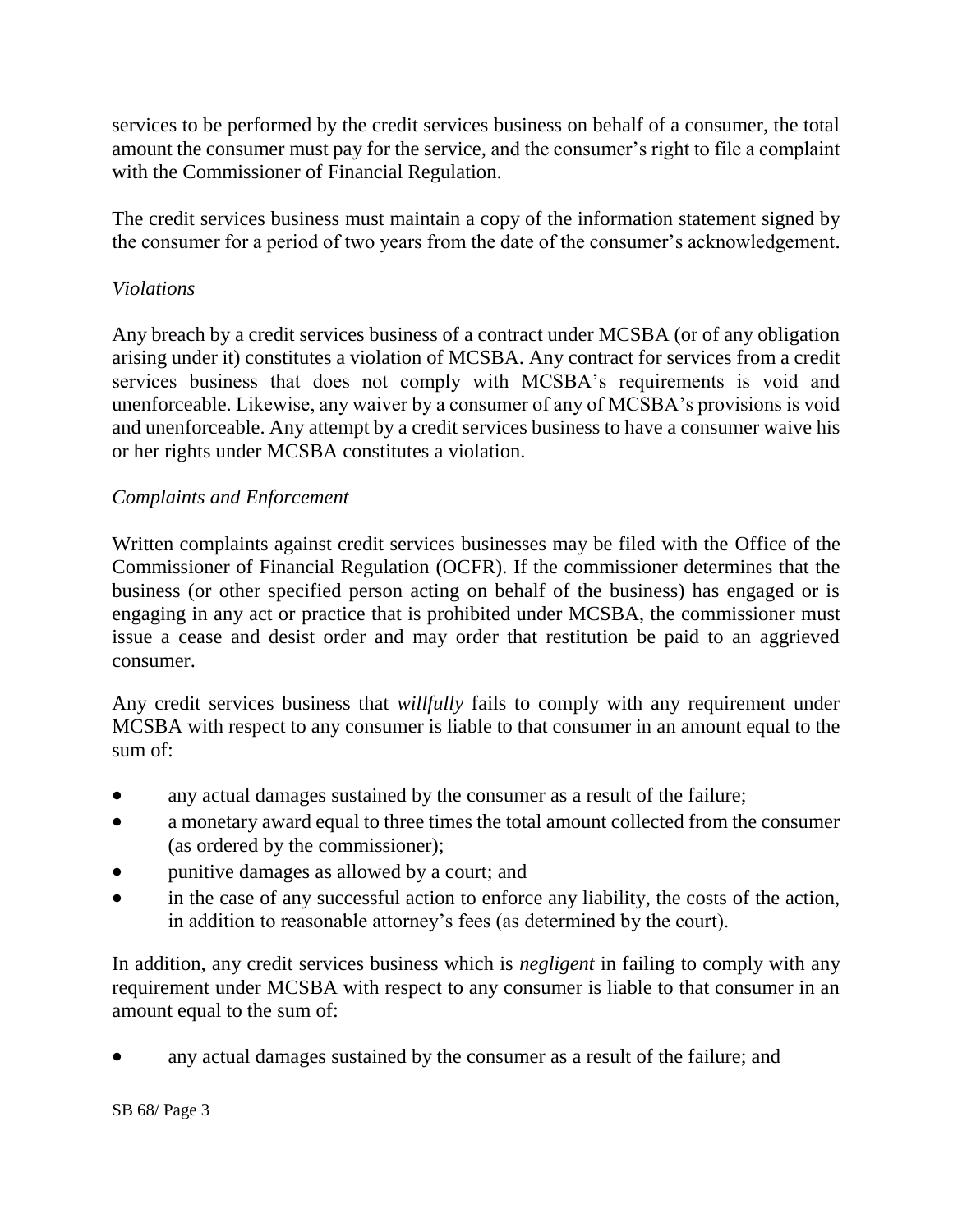services to be performed by the credit services business on behalf of a consumer, the total amount the consumer must pay for the service, and the consumer's right to file a complaint with the Commissioner of Financial Regulation.

The credit services business must maintain a copy of the information statement signed by the consumer for a period of two years from the date of the consumer's acknowledgement.

*Violations*

Any breach by a credit services business of a contract under MCSBA (or of any obligation arising under it) constitutes a violation of MCSBA. Any contract for services from a credit services business that does not comply with MCSBA's requirements is void and unenforceable. Likewise, any waiver by a consumer of any of MCSBA's provisions is void and unenforceable. Any attempt by a credit services business to have a consumer waive his or her rights under MCSBA constitutes a violation.

*Complaints and Enforcement*

Written complaints against credit services businesses may be filed with the Office of the Commissioner of Financial Regulation (OCFR). If the commissioner determines that the business (or other specified person acting on behalf of the business) has engaged or is engaging in any act or practice that is prohibited under MCSBA, the commissioner must issue a cease and desist order and may order that restitution be paid to an aggrieved consumer.

Any credit services business that *willfully* fails to comply with any requirement under MCSBA with respect to any consumer is liable to that consumer in an amount equal to the sum of:

- any actual damages sustained by the consumer as a result of the failure;
- a monetary award equal to three times the total amount collected from the consumer (as ordered by the commissioner);
- punitive damages as allowed by a court; and
- in the case of any successful action to enforce any liability, the costs of the action, in addition to reasonable attorney's fees (as determined by the court).

In addition, any credit services business which is *negligent* in failing to comply with any requirement under MCSBA with respect to any consumer is liable to that consumer in an amount equal to the sum of:

- any actual damages sustained by the consumer as a result of the failure; and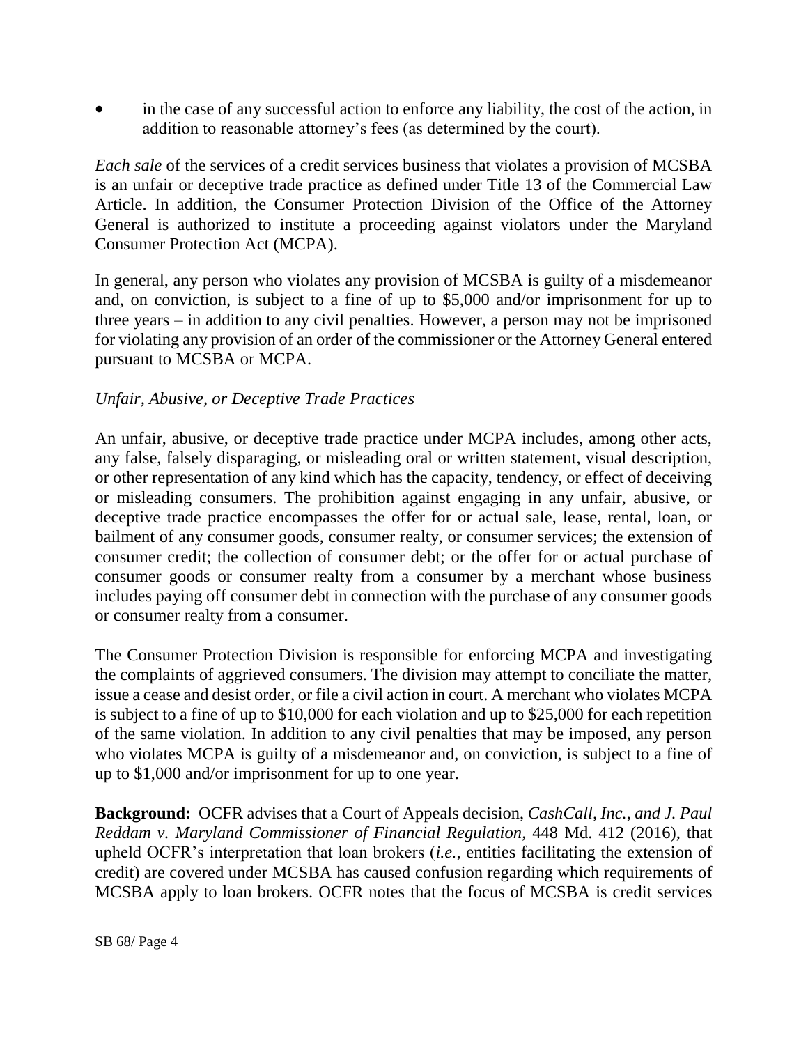- in the case of any successful action to enforce any liability, the cost of the action, in addition to reasonable attorney's fees (as determined by the court).

*Each sale* of the services of a credit services business that violates a provision of MCSBA is an unfair or deceptive trade practice as defined under Title 13 of the Commercial Law Article. In addition, the Consumer Protection Division of the Office of the Attorney General is authorized to institute a proceeding against violators under the Maryland Consumer Protection Act (MCPA).

In general, any person who violates any provision of MCSBA is guilty of a misdemeanor and, on conviction, is subject to a fine of up to $5,000 and/or imprisonment for up to three years – in addition to any civil penalties. However, a person may not be imprisoned for violating any provision of an order of the commissioner or the Attorney General entered pursuant to MCSBA or MCPA.

*Unfair, Abusive, or Deceptive Trade Practices*

An unfair, abusive, or deceptive trade practice under MCPA includes, among other acts, any false, falsely disparaging, or misleading oral or written statement, visual description, or other representation of any kind which has the capacity, tendency, or effect of deceiving or misleading consumers. The prohibition against engaging in any unfair, abusive, or deceptive trade practice encompasses the offer for or actual sale, lease, rental, loan, or bailment of any consumer goods, consumer realty, or consumer services; the extension of consumer credit; the collection of consumer debt; or the offer for or actual purchase of consumer goods or consumer realty from a consumer by a merchant whose business includes paying off consumer debt in connection with the purchase of any consumer goods or consumer realty from a consumer.

The Consumer Protection Division is responsible for enforcing MCPA and investigating the complaints of aggrieved consumers. The division may attempt to conciliate the matter, issue a cease and desist order, or file a civil action in court. A merchant who violates MCPA is subject to a fine of up to $10,000 for each violation and up to $25,000 for each repetition of the same violation. In addition to any civil penalties that may be imposed, any person who violates MCPA is guilty of a misdemeanor and, on conviction, is subject to a fine of up to $1,000 and/or imprisonment for up to one year.

**Background:** OCFR advises that a Court of Appeals decision, *CashCall, Inc., and J. Paul Reddam v. Maryland Commissioner of Financial Regulation*, 448 Md. 412 (2016), that upheld OCFR's interpretation that loan brokers (*i.e.*, entities facilitating the extension of credit) are covered under MCSBA has caused confusion regarding which requirements of MCSBA apply to loan brokers. OCFR notes that the focus of MCSBA is credit services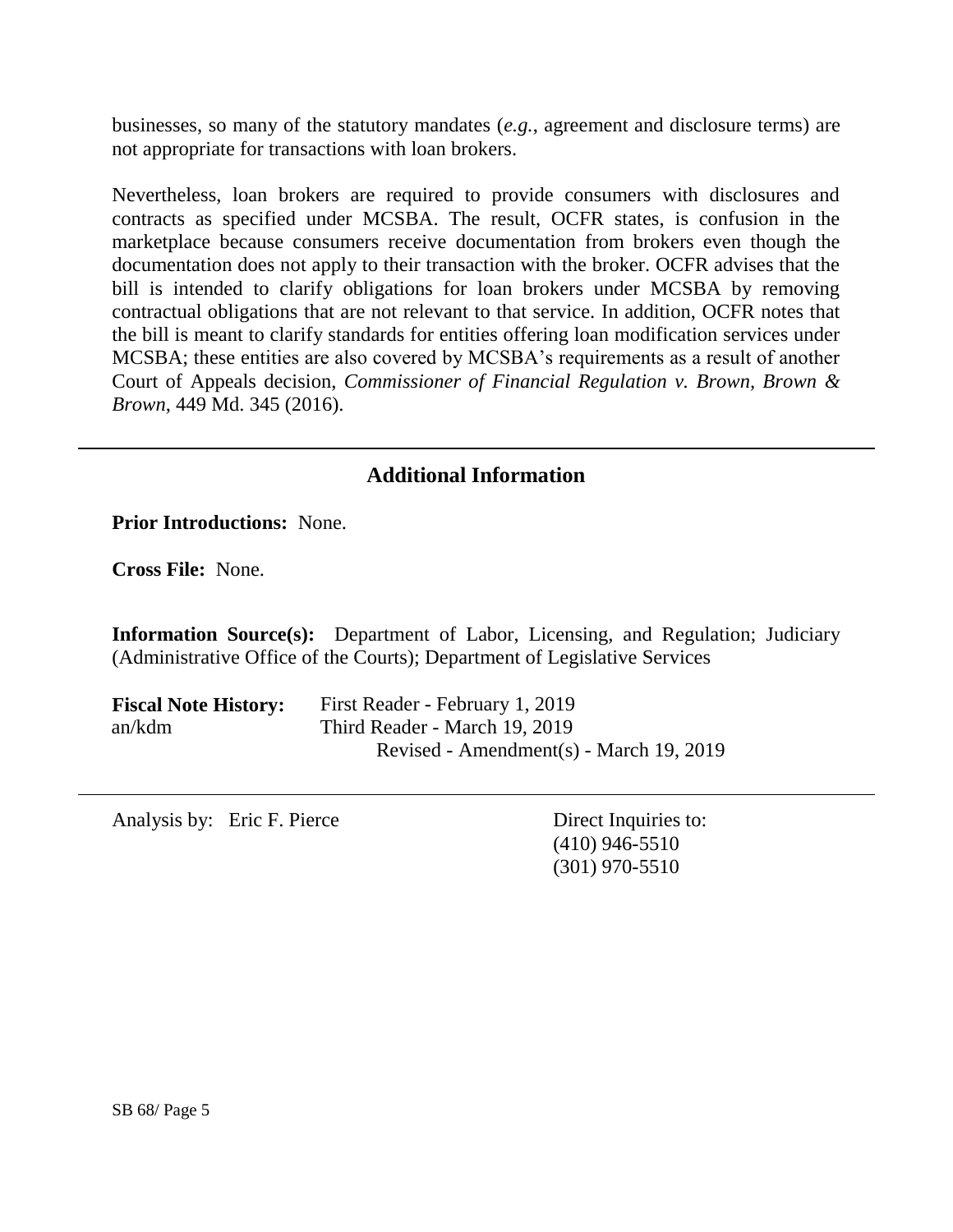businesses, so many of the statutory mandates (*e.g.*, agreement and disclosure terms) are not appropriate for transactions with loan brokers.

Nevertheless, loan brokers are required to provide consumers with disclosures and contracts as specified under MCSBA. The result, OCFR states, is confusion in the marketplace because consumers receive documentation from brokers even though the documentation does not apply to their transaction with the broker. OCFR advises that the bill is intended to clarify obligations for loan brokers under MCSBA by removing contractual obligations that are not relevant to that service. In addition, OCFR notes that the bill is meant to clarify standards for entities offering loan modification services under MCSBA; these entities are also covered by MCSBA's requirements as a result of another Court of Appeals decision, *Commissioner of Financial Regulation v. Brown, Brown & Brown*, 449 Md. 345 (2016).

## Additional Information

**Prior Introductions:** None.

**Cross File:** None.

**Information Source(s):** Department of Labor, Licensing, and Regulation; Judiciary (Administrative Office of the Courts); Department of Legislative Services

**Fiscal Note History:** First Reader - February 1, 2019
an/kdm Third Reader - March 19, 2019
Revised - Amendment(s) - March 19, 2019

Analysis by: Eric F. Pierce

Direct Inquiries to:
(410) 946-5510
(301) 970-5510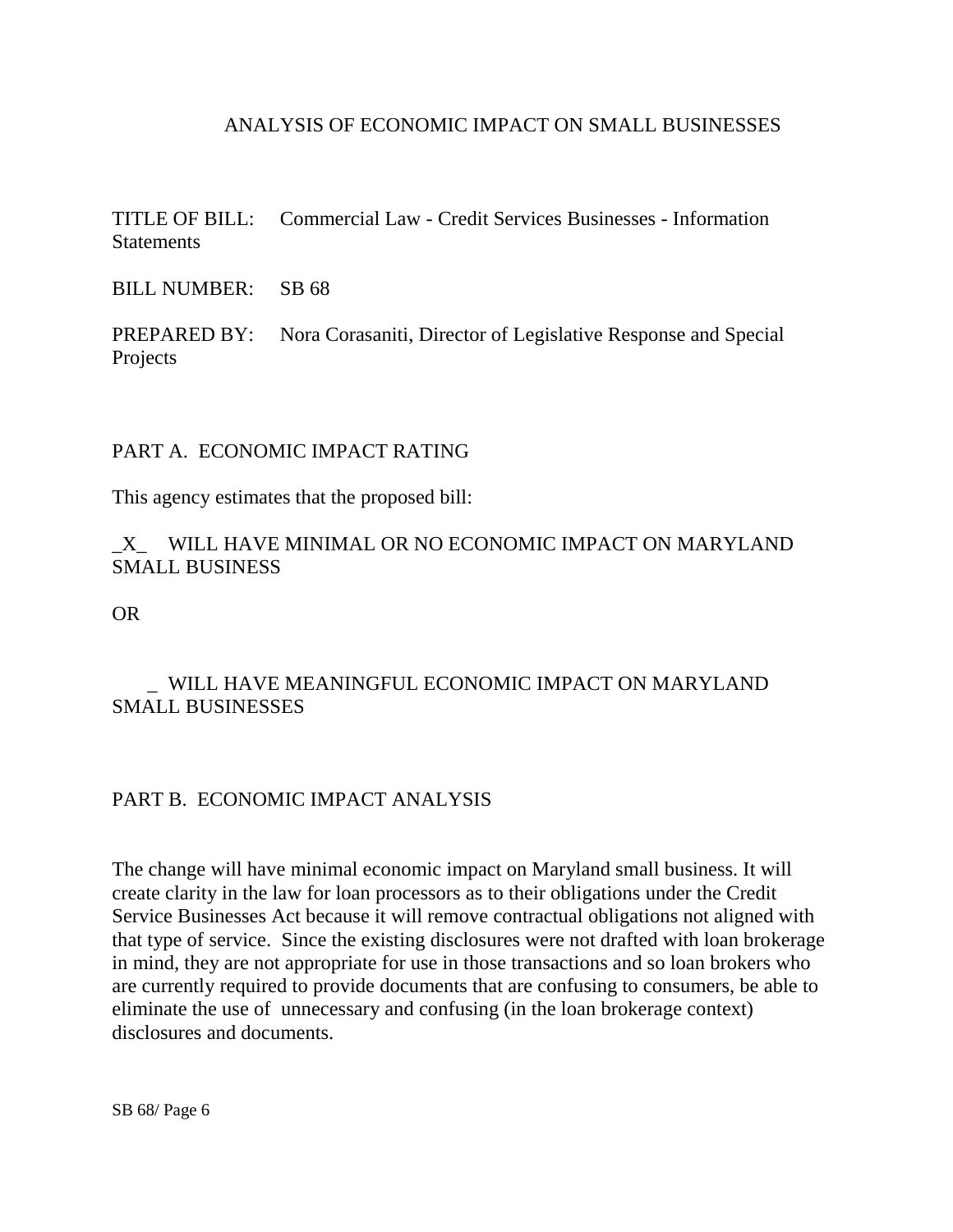# ANALYSIS OF ECONOMIC IMPACT ON SMALL BUSINESSES

TITLE OF BILL: Commercial Law - Credit Services Businesses - Information Statements

BILL NUMBER: SB 68

PREPARED BY: Nora Corasaniti, Director of Legislative Response and Special Projects

## PART A. ECONOMIC IMPACT RATING

This agency estimates that the proposed bill:

_X_ WILL HAVE MINIMAL OR NO ECONOMIC IMPACT ON MARYLAND SMALL BUSINESS

OR

_ WILL HAVE MEANINGFUL ECONOMIC IMPACT ON MARYLAND SMALL BUSINESSES

## PART B. ECONOMIC IMPACT ANALYSIS

The change will have minimal economic impact on Maryland small business. It will create clarity in the law for loan processors as to their obligations under the Credit Service Businesses Act because it will remove contractual obligations not aligned with that type of service. Since the existing disclosures were not drafted with loan brokerage in mind, they are not appropriate for use in those transactions and so loan brokers who are currently required to provide documents that are confusing to consumers, be able to eliminate the use of unnecessary and confusing (in the loan brokerage context) disclosures and documents.